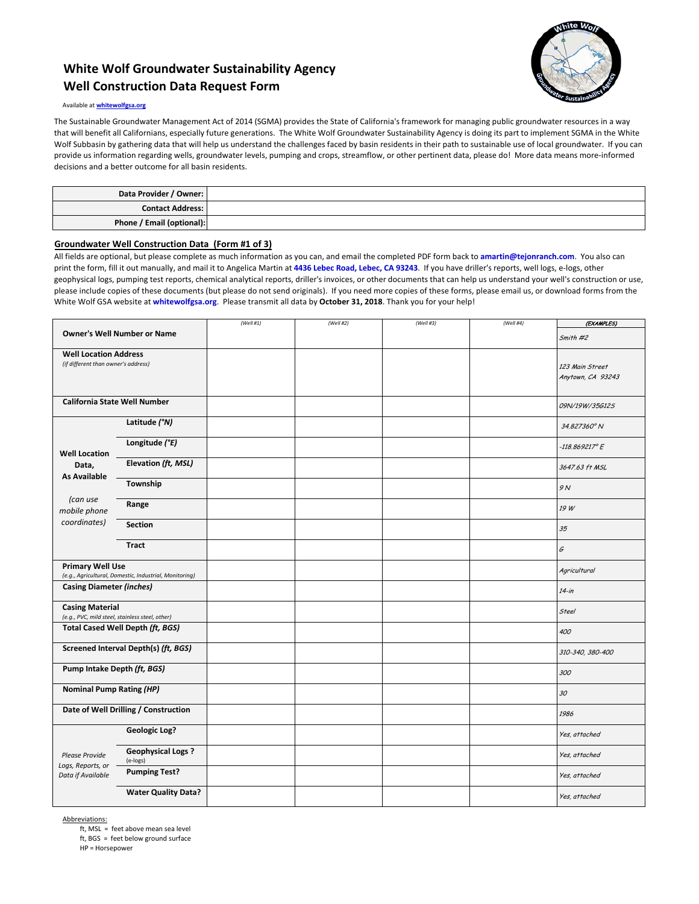# White Wolf Groundwater Sustainability Agency
# Well Construction Data Request Form

Available at [whitewolfgsa.org](whitewolfgsa.org)

The Sustainable Groundwater Management Act of 2014 (SGMA) provides the State of California's framework for managing public groundwater resources in a way that will benefit all Californians, especially future generations. The White Wolf Groundwater Sustainability Agency is doing its part to implement SGMA in the White Wolf Subbasin by gathering data that will help us understand the challenges faced by basin residents in their path to sustainable use of local groundwater. If you can provide us information regarding wells, groundwater levels, pumping and crops, streamflow, or other pertinent data, please do! More data means more-informed decisions and a better outcome for all basin residents.

| | |
|---|---|
| **Data Provider / Owner:** | |
| **Contact Address:** | |
| **Phone / Email (optional):** | |

## Groundwater Well Construction Data (Form #1 of 3)

All fields are optional, but please complete as much information as you can, and email the completed PDF form back to **amartin@tejonranch.com**. You also can print the form, fill it out manually, and mail it to Angelica Martin at **4436 Lebec Road, Lebec, CA 93243**. If you have driller's reports, well logs, e-logs, other geophysical logs, pumping test reports, chemical analytical reports, driller's invoices, or other documents that can help us understand your well's construction or use, please include copies of these documents (but please do not send originals). If you need more copies of these forms, please email us, or download forms from the White Wolf GSA website at **whitewolfgsa.org**. Please transmit all data by **October 31, 2018**. Thank you for your help!

| | | *(Well #1)* | *(Well #2)* | *(Well #3)* | *(Well #4)* | ***(EXAMPLES)*** |
|---|---|---|---|---|---|---|
| **Owner's Well Number or Name** | | | | | | *Smith #2* |
| **Well Location Address** *(if different than owner's address)* | | | | | | *123 Main Street Anytown, CA 93243* |
| **California State Well Number** | | | | | | *09N/19W/35G12S* |
| **Well Location Data, As Available** *(can use mobile phone coordinates)* | **Latitude *(°N)*** | | | | | *34.827360° N* |
| | **Longitude *(°E)*** | | | | | *-118.869217° E* |
| | **Elevation *(ft, MSL)*** | | | | | *3647.63 ft MSL* |
| | **Township** | | | | | *9 N* |
| | **Range** | | | | | *19 W* |
| | **Section** | | | | | *35* |
| | **Tract** | | | | | *G* |
| **Primary Well Use** *(e.g., Agricultural, Domestic, Industrial, Monitoring)* | | | | | | *Agricultural* |
| **Casing Diameter *(inches)*** | | | | | | *14-in* |
| **Casing Material** *(e.g., PVC, mild steel, stainless steel, other)* | | | | | | *Steel* |
| **Total Cased Well Depth *(ft, BGS)*** | | | | | | *400* |
| **Screened Interval Depth(s) *(ft, BGS)*** | | | | | | *310-340, 380-400* |
| **Pump Intake Depth *(ft, BGS)*** | | | | | | *300* |
| **Nominal Pump Rating *(HP)*** | | | | | | *30* |
| **Date of Well Drilling / Construction** | | | | | | *1986* |
| *Please Provide Logs, Reports, or Data if Available* | **Geologic Log?** | | | | | *Yes, attached* |
| | **Geophysical Logs ?** (e-logs) | | | | | *Yes, attached* |
| | **Pumping Test?** | | | | | *Yes, attached* |
| | **Water Quality Data?** | | | | | *Yes, attached* |

Abbreviations:

- ft, MSL = feet above mean sea level
- ft, BGS = feet below ground surface
- HP = Horsepower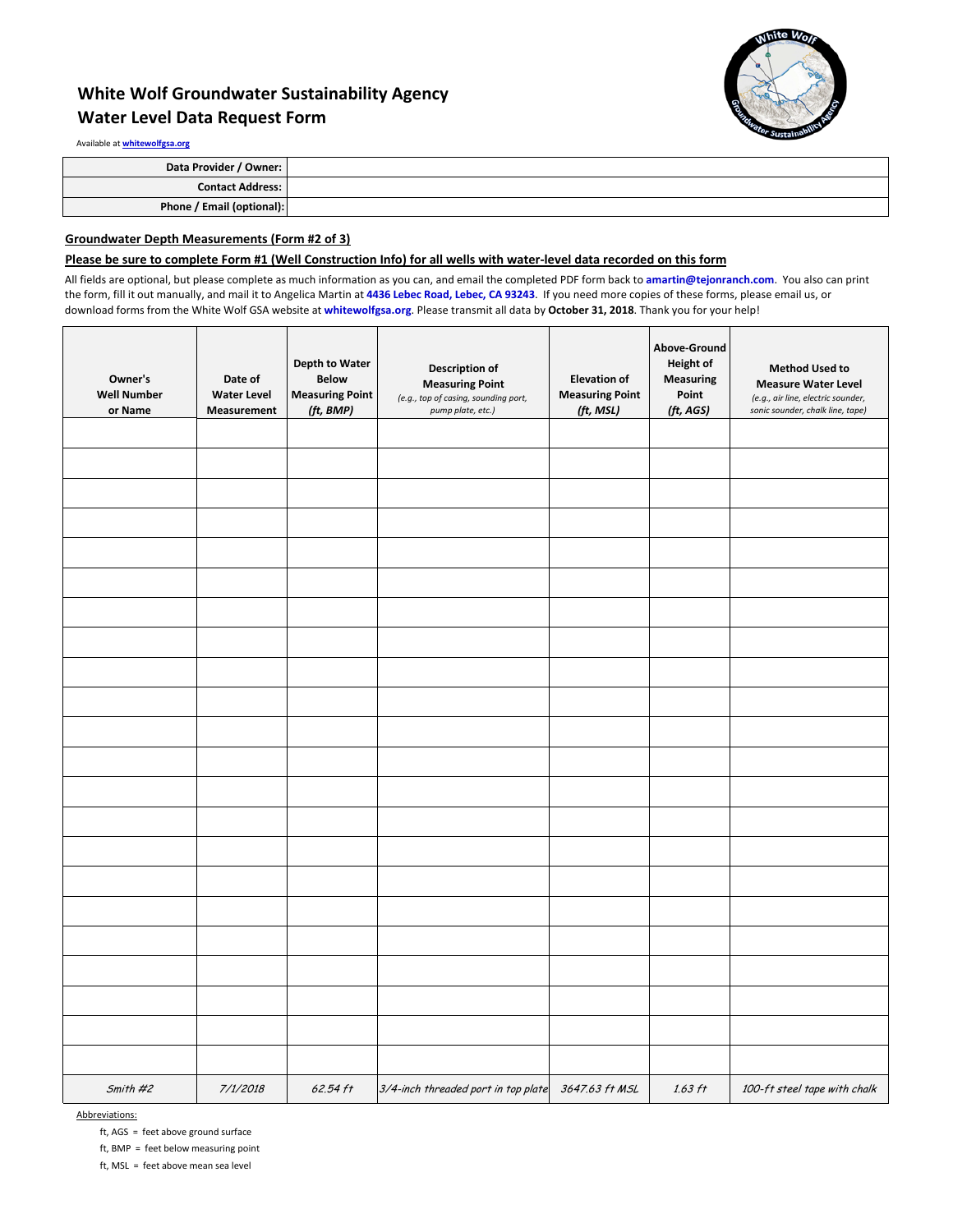# White Wolf Groundwater Sustainability Agency
# Water Level Data Request Form

Available at whitewolfgsa.org

| | |
|---|---|
| **Data Provider / Owner:** | |
| **Contact Address:** | |
| **Phone / Email (optional):** | |

**Groundwater Depth Measurements (Form #2 of 3)**

**Please be sure to complete Form #1 (Well Construction Info) for all wells with water-level data recorded on this form**

All fields are optional, but please complete as much information as you can, and email the completed PDF form back to **amartin@tejonranch.com**. You also can print the form, fill it out manually, and mail it to Angelica Martin at **4436 Lebec Road, Lebec, CA 93243**. If you need more copies of these forms, please email us, or download forms from the White Wolf GSA website at **whitewolfgsa.org**. Please transmit all data by **October 31, 2018**. Thank you for your help!

| Owner's Well Number or Name | Date of Water Level Measurement | Depth to Water Below Measuring Point *(ft, BMP)* | Description of Measuring Point *(e.g., top of casing, sounding port, pump plate, etc.)* | Elevation of Measuring Point *(ft, MSL)* | Above-Ground Height of Measuring Point *(ft, AGS)* | Method Used to Measure Water Level *(e.g., air line, electric sounder, sonic sounder, chalk line, tape)* |
|---|---|---|---|---|---|---|
| | | | | | | |
| | | | | | | |
| | | | | | | |
| | | | | | | |
| | | | | | | |
| | | | | | | |
| | | | | | | |
| | | | | | | |
| | | | | | | |
| | | | | | | |
| | | | | | | |
| | | | | | | |
| | | | | | | |
| | | | | | | |
| | | | | | | |
| | | | | | | |
| | | | | | | |
| | | | | | | |
| | | | | | | |
| | | | | | | |
| | | | | | | |
| | | | | | | |
| *Smith #2* | *7/1/2018* | *62.54 ft* | *3/4-inch threaded port in top plate* | *3647.63 ft MSL* | *1.63 ft* | *100-ft steel tape with chalk* |

Abbreviations:

- ft, AGS = feet above ground surface
- ft, BMP = feet below measuring point
- ft, MSL = feet above mean sea level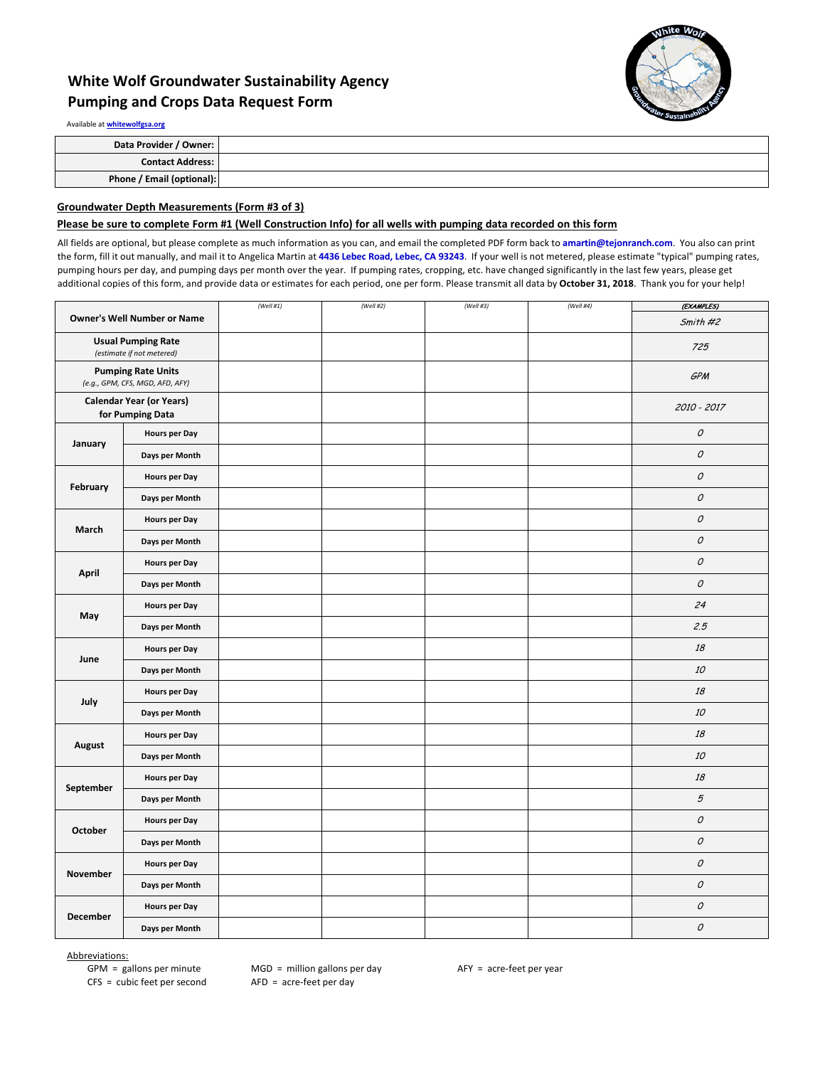## White Wolf Groundwater Sustainability Agency
## Pumping and Crops Data Request Form

Available at whitewolfgsa.org

| | |
|---|---|
| **Data Provider / Owner:** | |
| **Contact Address:** | |
| **Phone / Email (optional):** | |

**Groundwater Depth Measurements (Form #3 of 3)**

**Please be sure to complete Form #1 (Well Construction Info) for all wells with pumping data recorded on this form**

All fields are optional, but please complete as much information as you can, and email the completed PDF form back to **amartin@tejonranch.com**. You also can print the form, fill it out manually, and mail it to Angelica Martin at **4436 Lebec Road, Lebec, CA 93243**. If your well is not metered, please estimate "typical" pumping rates, pumping hours per day, and pumping days per month over the year. If pumping rates, cropping, etc. have changed significantly in the last few years, please get additional copies of this form, and provide data or estimates for each period, one per form. Please transmit all data by **October 31, 2018**. Thank you for your help!

| | | *(Well #1)* | *(Well #2)* | *(Well #3)* | *(Well #4)* | *(EXAMPLES)* |
|---|---|---|---|---|---|---|
| **Owner's Well Number or Name** | | | | | | *Smith #2* |
| **Usual Pumping Rate** *(estimate if not metered)* | | | | | | *725* |
| **Pumping Rate Units** *(e.g., GPM, CFS, MGD, AFD, AFY)* | | | | | | *GPM* |
| **Calendar Year (or Years) for Pumping Data** | | | | | | *2010 - 2017* |
| **January** | **Hours per Day** | | | | | *0* |
| | **Days per Month** | | | | | *0* |
| **February** | **Hours per Day** | | | | | *0* |
| | **Days per Month** | | | | | *0* |
| **March** | **Hours per Day** | | | | | *0* |
| | **Days per Month** | | | | | *0* |
| **April** | **Hours per Day** | | | | | *0* |
| | **Days per Month** | | | | | *0* |
| **May** | **Hours per Day** | | | | | *24* |
| | **Days per Month** | | | | | *2.5* |
| **June** | **Hours per Day** | | | | | *18* |
| | **Days per Month** | | | | | *10* |
| **July** | **Hours per Day** | | | | | *18* |
| | **Days per Month** | | | | | *10* |
| **August** | **Hours per Day** | | | | | *18* |
| | **Days per Month** | | | | | *10* |
| **September** | **Hours per Day** | | | | | *18* |
| | **Days per Month** | | | | | *5* |
| **October** | **Hours per Day** | | | | | *0* |
| | **Days per Month** | | | | | *0* |
| **November** | **Hours per Day** | | | | | *0* |
| | **Days per Month** | | | | | *0* |
| **December** | **Hours per Day** | | | | | *0* |
| | **Days per Month** | | | | | *0* |

Abbreviations:

- GPM = gallons per minute
- CFS = cubic feet per second
- MGD = million gallons per day
- AFD = acre-feet per day
- AFY = acre-feet per year